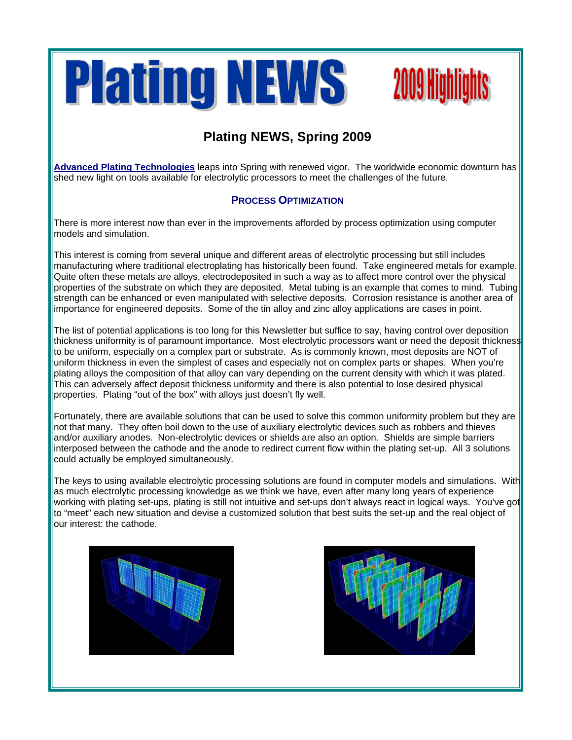# Plating NEWS 2009 Highlights

## Plating NEWS, Spring 2009

**Advanced Plating Technologies** leaps into Spring with renewed vigor. The worldwide economic downturn has shed new light on tools available for electrolytic processors to meet the challenges of the future.

### PROCESS OPTIMIZATION

There is more interest now than ever in the improvements afforded by process optimization using computer models and simulation.

This interest is coming from several unique and different areas of electrolytic processing but still includes manufacturing where traditional electroplating has historically been found. Take engineered metals for example. Quite often these metals are alloys, electrodeposited in such a way as to affect more control over the physical properties of the substrate on which they are deposited. Metal tubing is an example that comes to mind. Tubing strength can be enhanced or even manipulated with selective deposits. Corrosion resistance is another area of importance for engineered deposits. Some of the tin alloy and zinc alloy applications are cases in point.

The list of potential applications is too long for this Newsletter but suffice to say, having control over deposition thickness uniformity is of paramount importance. Most electrolytic processors want or need the deposit thickness to be uniform, especially on a complex part or substrate. As is commonly known, most deposits are NOT of uniform thickness in even the simplest of cases and especially not on complex parts or shapes. When you're plating alloys the composition of that alloy can vary depending on the current density with which it was plated. This can adversely affect deposit thickness uniformity and there is also potential to lose desired physical properties. Plating "out of the box" with alloys just doesn't fly well.

Fortunately, there are available solutions that can be used to solve this common uniformity problem but they are not that many. They often boil down to the use of auxiliary electrolytic devices such as robbers and thieves and/or auxiliary anodes. Non-electrolytic devices or shields are also an option. Shields are simple barriers interposed between the cathode and the anode to redirect current flow within the plating set-up. All 3 solutions could actually be employed simultaneously.

The keys to using available electrolytic processing solutions are found in computer models and simulations. With as much electrolytic processing knowledge as we think we have, even after many long years of experience working with plating set-ups, plating is still not intuitive and set-ups don't always react in logical ways. You've got to "meet" each new situation and devise a customized solution that best suits the set-up and the real object of our interest: the cathode.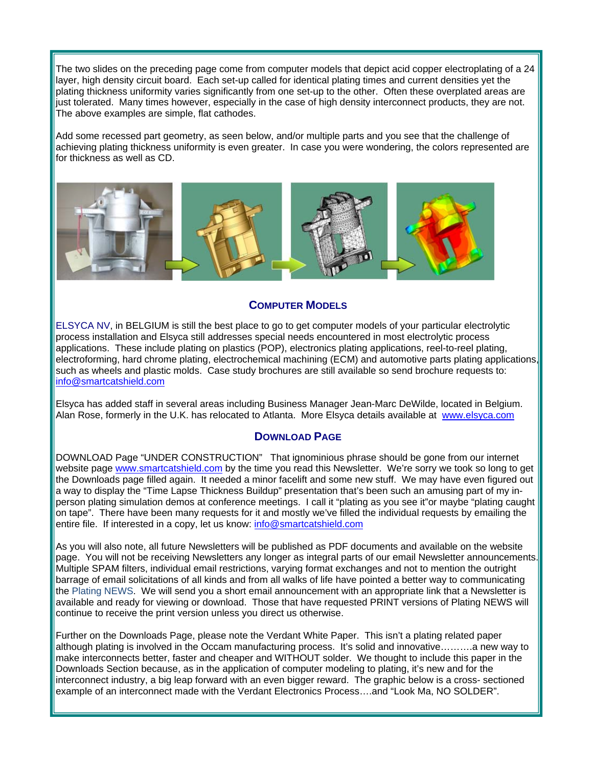The two slides on the preceding page come from computer models that depict acid copper electroplating of a 24 layer, high density circuit board. Each set-up called for identical plating times and current densities yet the plating thickness uniformity varies significantly from one set-up to the other. Often these overplated areas are just tolerated. Many times however, especially in the case of high density interconnect products, they are not. The above examples are simple, flat cathodes.

Add some recessed part geometry, as seen below, and/or multiple parts and you see that the challenge of achieving plating thickness uniformity is even greater. In case you were wondering, the colors represented are for thickness as well as CD.

## COMPUTER MODELS

ELSYCA NV, in BELGIUM is still the best place to go to get computer models of your particular electrolytic process installation and Elsyca still addresses special needs encountered in most electrolytic process applications. These include plating on plastics (POP), electronics plating applications, reel-to-reel plating, electroforming, hard chrome plating, electrochemical machining (ECM) and automotive parts plating applications, such as wheels and plastic molds. Case study brochures are still available so send brochure requests to: info@smartcatshield.com

Elsyca has added staff in several areas including Business Manager Jean-Marc DeWilde, located in Belgium. Alan Rose, formerly in the U.K. has relocated to Atlanta. More Elsyca details available at www.elsyca.com

## DOWNLOAD PAGE

DOWNLOAD Page "UNDER CONSTRUCTION" That ignominious phrase should be gone from our internet website page www.smartcatshield.com by the time you read this Newsletter. We're sorry we took so long to get the Downloads page filled again. It needed a minor facelift and some new stuff. We may have even figured out a way to display the "Time Lapse Thickness Buildup" presentation that's been such an amusing part of my in-person plating simulation demos at conference meetings. I call it "plating as you see it"or maybe "plating caught on tape". There have been many requests for it and mostly we've filled the individual requests by emailing the entire file. If interested in a copy, let us know: info@smartcatshield.com

As you will also note, all future Newsletters will be published as PDF documents and available on the website page. You will not be receiving Newsletters any longer as integral parts of our email Newsletter announcements. Multiple SPAM filters, individual email restrictions, varying format exchanges and not to mention the outright barrage of email solicitations of all kinds and from all walks of life have pointed a better way to communicating the Plating NEWS. We will send you a short email announcement with an appropriate link that a Newsletter is available and ready for viewing or download. Those that have requested PRINT versions of Plating NEWS will continue to receive the print version unless you direct us otherwise.

Further on the Downloads Page, please note the Verdant White Paper. This isn't a plating related paper although plating is involved in the Occam manufacturing process. It's solid and innovative……….a new way to make interconnects better, faster and cheaper and WITHOUT solder. We thought to include this paper in the Downloads Section because, as in the application of computer modeling to plating, it's new and for the interconnect industry, a big leap forward with an even bigger reward. The graphic below is a cross- sectioned example of an interconnect made with the Verdant Electronics Process….and "Look Ma, NO SOLDER".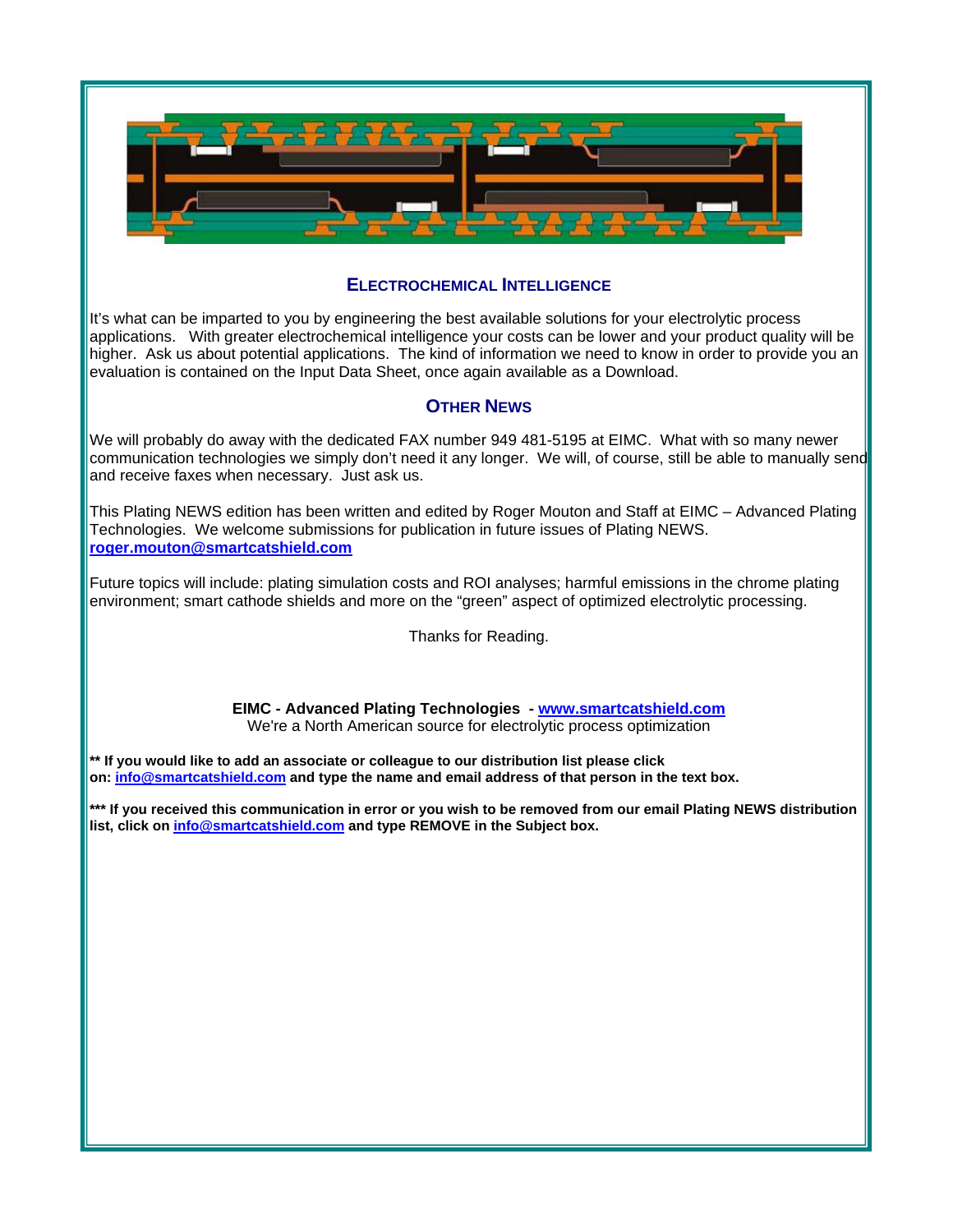## Electrochemical Intelligence

It's what can be imparted to you by engineering the best available solutions for your electrolytic process applications. With greater electrochemical intelligence your costs can be lower and your product quality will be higher. Ask us about potential applications. The kind of information we need to know in order to provide you an evaluation is contained on the Input Data Sheet, once again available as a Download.

## Other News

We will probably do away with the dedicated FAX number 949 481-5195 at EIMC. What with so many newer communication technologies we simply don't need it any longer. We will, of course, still be able to manually send and receive faxes when necessary. Just ask us.

This Plating NEWS edition has been written and edited by Roger Mouton and Staff at EIMC – Advanced Plating Technologies. We welcome submissions for publication in future issues of Plating NEWS.
**roger.mouton@smartcatshield.com**

Future topics will include: plating simulation costs and ROI analyses; harmful emissions in the chrome plating environment; smart cathode shields and more on the "green" aspect of optimized electrolytic processing.

Thanks for Reading.

**EIMC - Advanced Plating Technologies - www.smartcatshield.com**
We're a North American source for electrolytic process optimization

**** If you would like to add an associate or colleague to our distribution list please click on: info@smartcatshield.com and type the name and email address of that person in the text box.**

***** If you received this communication in error or you wish to be removed from our email Plating NEWS distribution list, click on info@smartcatshield.com and type REMOVE in the Subject box.**